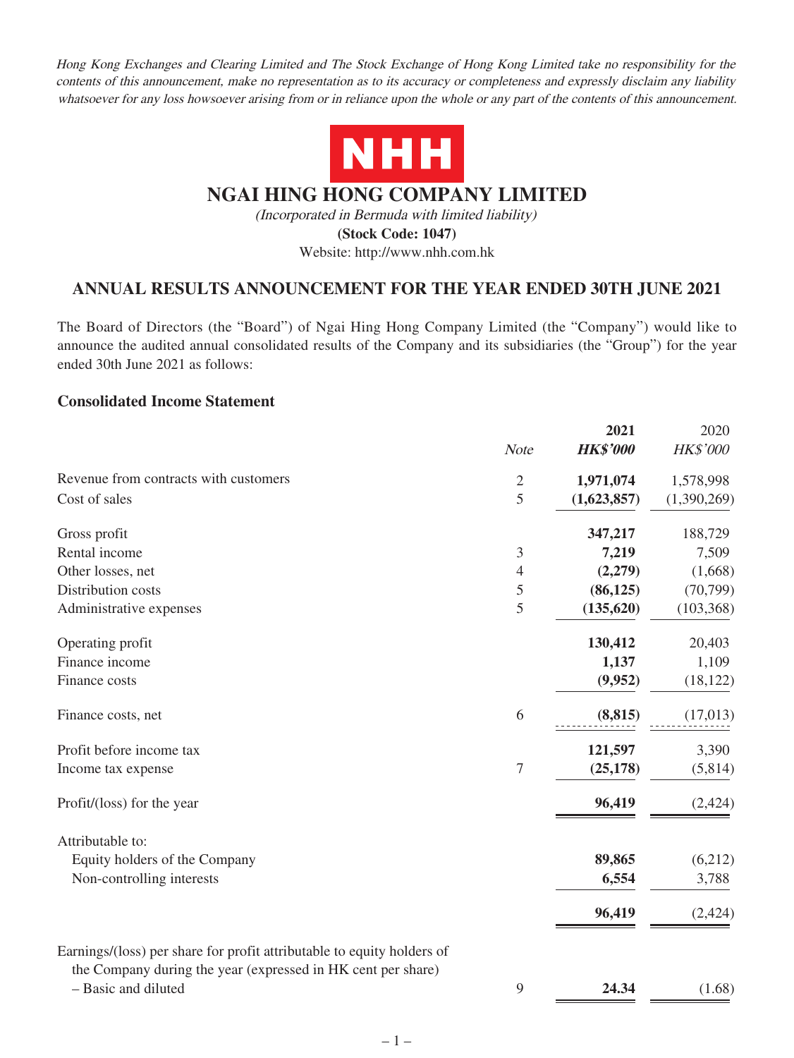*Hong Kong Exchanges and Clearing Limited and The Stock Exchange of Hong Kong Limited take no responsibility for the contents of this announcement, make no representation as to its accuracy or completeness and expressly disclaim any liability whatsoever for any loss howsoever arising from or in reliance upon the whole or any part of the contents of this announcement.*

NHH

# NGAI HING HONG COMPANY LIMITED

*(Incorporated in Bermuda with limited liability)*

**(Stock Code: 1047)**

Website: http://www.nhh.com.hk

## ANNUAL RESULTS ANNOUNCEMENT FOR THE YEAR ENDED 30TH JUNE 2021

The Board of Directors (the "Board") of Ngai Hing Hong Company Limited (the "Company") would like to announce the audited annual consolidated results of the Company and its subsidiaries (the "Group") for the year ended 30th June 2021 as follows:

### Consolidated Income Statement

| | *Note* | **2021** | 2020 |
|---|---|---|---|
| | | ***HK$'000*** | *HK$'000* |
| Revenue from contracts with customers | 2 | **1,971,074** | 1,578,998 |
| Cost of sales | 5 | **(1,623,857)** | (1,390,269) |
| Gross profit | | **347,217** | 188,729 |
| Rental income | 3 | **7,219** | 7,509 |
| Other losses, net | 4 | **(2,279)** | (1,668) |
| Distribution costs | 5 | **(86,125)** | (70,799) |
| Administrative expenses | 5 | **(135,620)** | (103,368) |
| Operating profit | | **130,412** | 20,403 |
| Finance income | | **1,137** | 1,109 |
| Finance costs | | **(9,952)** | (18,122) |
| Finance costs, net | 6 | **(8,815)** | (17,013) |
| Profit before income tax | | **121,597** | 3,390 |
| Income tax expense | 7 | **(25,178)** | (5,814) |
| Profit/(loss) for the year | | **96,419** | (2,424) |
| Attributable to: | | | |
| Equity holders of the Company | | **89,865** | (6,212) |
| Non-controlling interests | | **6,554** | 3,788 |
| | | **96,419** | (2,424) |
| Earnings/(loss) per share for profit attributable to equity holders of the Company during the year (expressed in HK cent per share) | | | |
| – Basic and diluted | 9 | **24.34** | (1.68) |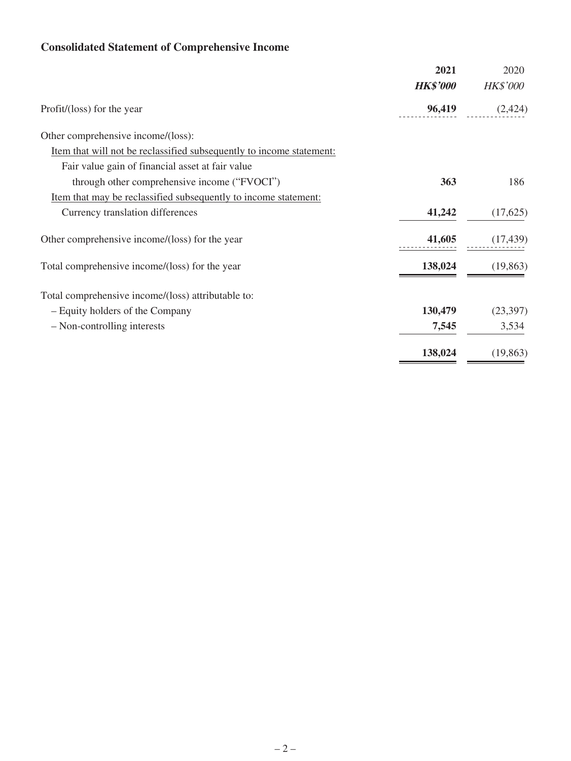## Consolidated Statement of Comprehensive Income

| | **2021** | 2020 |
|---|---|---|
| | ***HK$'000*** | *HK$'000* |
| Profit/(loss) for the year | **96,419** | (2,424) |
| Other comprehensive income/(loss): | | |
| Item that will not be reclassified subsequently to income statement: | | |
| Fair value gain of financial asset at fair value through other comprehensive income ("FVOCI") | **363** | 186 |
| Item that may be reclassified subsequently to income statement: | | |
| Currency translation differences | **41,242** | (17,625) |
| Other comprehensive income/(loss) for the year | **41,605** | (17,439) |
| Total comprehensive income/(loss) for the year | **138,024** | (19,863) |
| Total comprehensive income/(loss) attributable to: | | |
| – Equity holders of the Company | **130,479** | (23,397) |
| – Non-controlling interests | **7,545** | 3,534 |
| | **138,024** | (19,863) |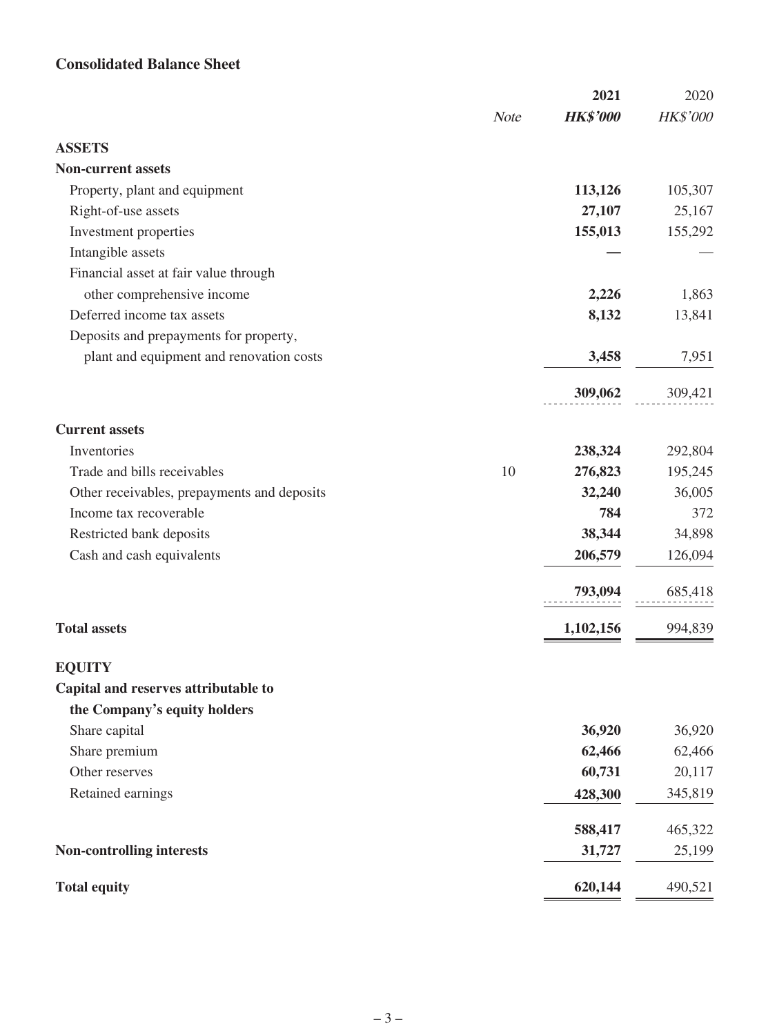## Consolidated Balance Sheet

| | *Note* | **2021** | 2020 |
|---|---|---|---|
| | | ***HK$'000*** | *HK$'000* |
| **ASSETS** | | | |
| **Non-current assets** | | | |
| Property, plant and equipment | | **113,126** | 105,307 |
| Right-of-use assets | | **27,107** | 25,167 |
| Investment properties | | **155,013** | 155,292 |
| Intangible assets | | **—** | — |
| Financial asset at fair value through other comprehensive income | | **2,226** | 1,863 |
| Deferred income tax assets | | **8,132** | 13,841 |
| Deposits and prepayments for property, plant and equipment and renovation costs | | **3,458** | 7,951 |
| | | **309,062** | 309,421 |
| **Current assets** | | | |
| Inventories | | **238,324** | 292,804 |
| Trade and bills receivables | 10 | **276,823** | 195,245 |
| Other receivables, prepayments and deposits | | **32,240** | 36,005 |
| Income tax recoverable | | **784** | 372 |
| Restricted bank deposits | | **38,344** | 34,898 |
| Cash and cash equivalents | | **206,579** | 126,094 |
| | | **793,094** | 685,418 |
| **Total assets** | | **1,102,156** | 994,839 |
| **EQUITY** | | | |
| **Capital and reserves attributable to the Company's equity holders** | | | |
| Share capital | | **36,920** | 36,920 |
| Share premium | | **62,466** | 62,466 |
| Other reserves | | **60,731** | 20,117 |
| Retained earnings | | **428,300** | 345,819 |
| | | **588,417** | 465,322 |
| **Non-controlling interests** | | **31,727** | 25,199 |
| **Total equity** | | **620,144** | 490,521 |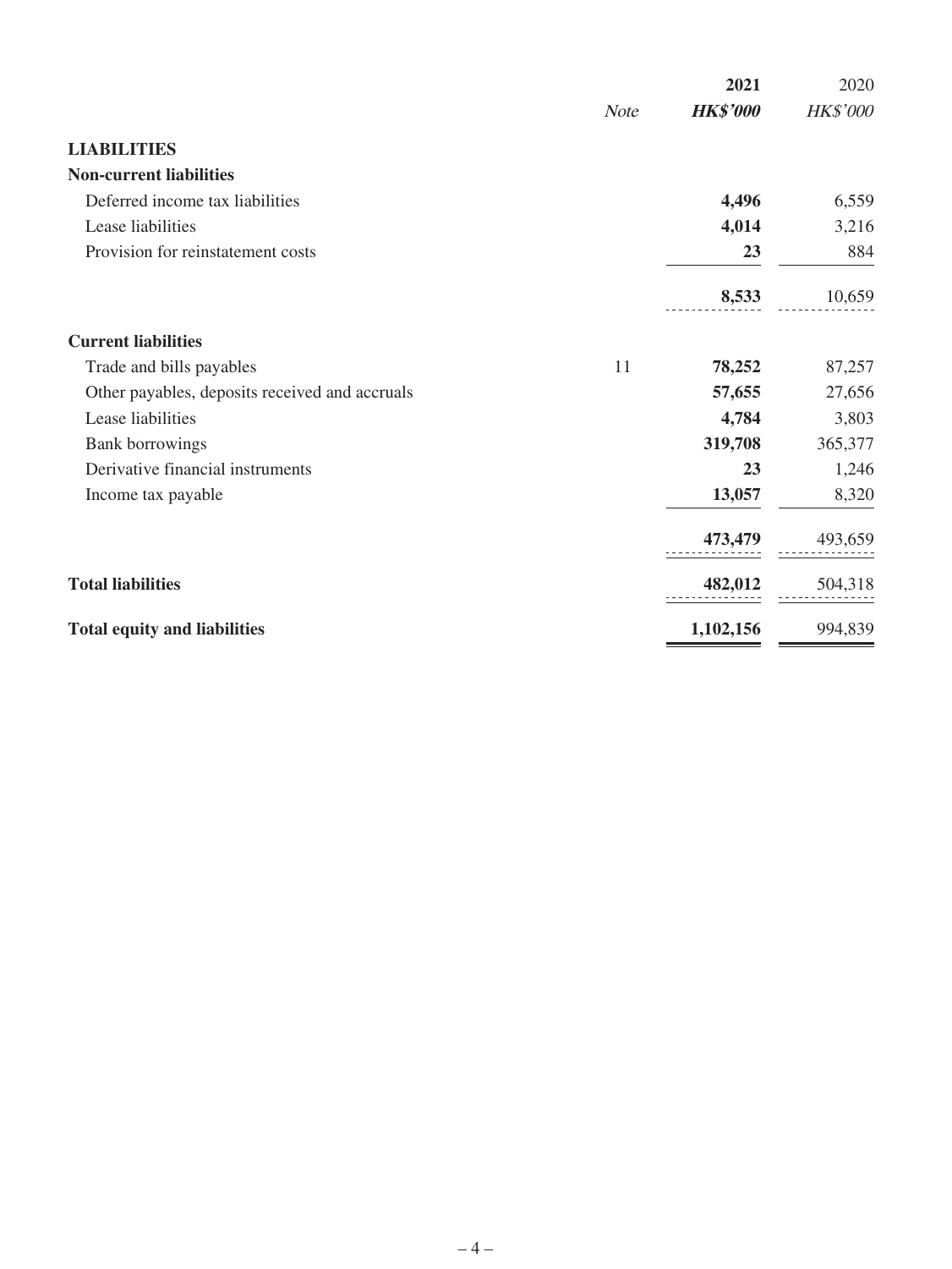| | *Note* | **2021** | 2020 |
|---|---|---|---|
| | | ***HK$'000*** | *HK$'000* |
| **LIABILITIES** | | | |
| **Non-current liabilities** | | | |
| Deferred income tax liabilities | | **4,496** | 6,559 |
| Lease liabilities | | **4,014** | 3,216 |
| Provision for reinstatement costs | | **23** | 884 |
| | | **8,533** | 10,659 |
| **Current liabilities** | | | |
| Trade and bills payables | 11 | **78,252** | 87,257 |
| Other payables, deposits received and accruals | | **57,655** | 27,656 |
| Lease liabilities | | **4,784** | 3,803 |
| Bank borrowings | | **319,708** | 365,377 |
| Derivative financial instruments | | **23** | 1,246 |
| Income tax payable | | **13,057** | 8,320 |
| | | **473,479** | 493,659 |
| **Total liabilities** | | **482,012** | 504,318 |
| **Total equity and liabilities** | | **1,102,156** | 994,839 |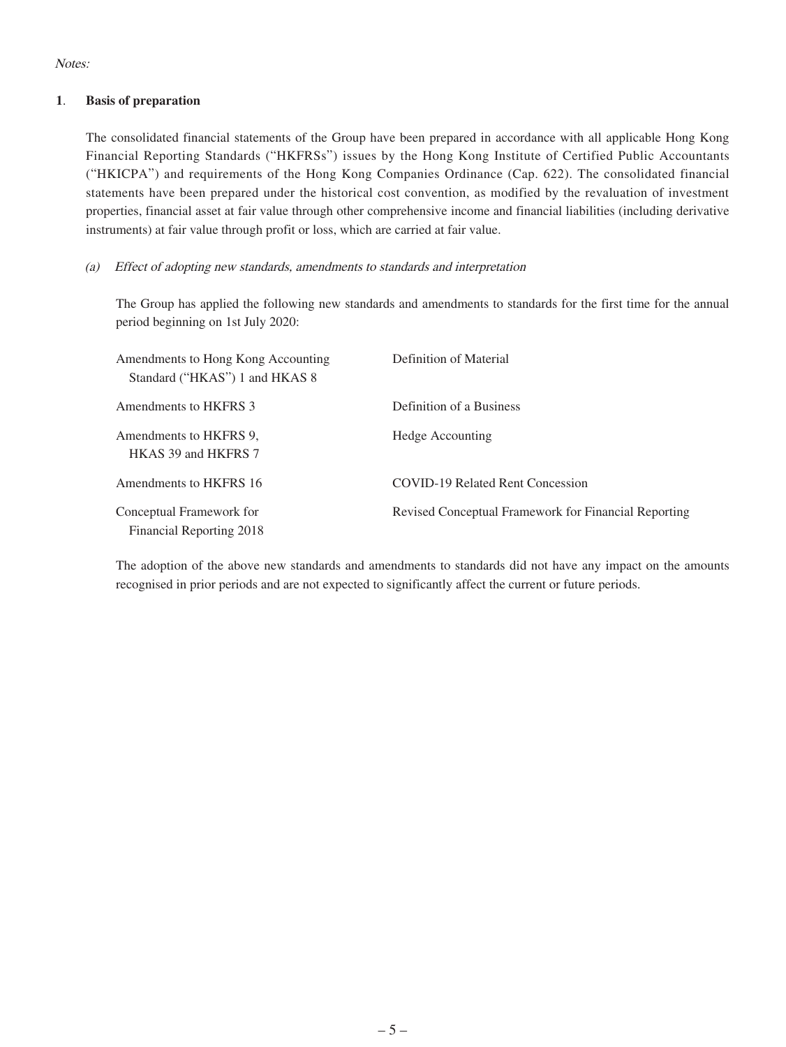*Notes:*

**1. Basis of preparation**

The consolidated financial statements of the Group have been prepared in accordance with all applicable Hong Kong Financial Reporting Standards ("HKFRSs") issues by the Hong Kong Institute of Certified Public Accountants ("HKICPA") and requirements of the Hong Kong Companies Ordinance (Cap. 622). The consolidated financial statements have been prepared under the historical cost convention, as modified by the revaluation of investment properties, financial asset at fair value through other comprehensive income and financial liabilities (including derivative instruments) at fair value through profit or loss, which are carried at fair value.

*(a) Effect of adopting new standards, amendments to standards and interpretation*

The Group has applied the following new standards and amendments to standards for the first time for the annual period beginning on 1st July 2020:

| | |
|---|---|
| Amendments to Hong Kong Accounting Standard ("HKAS") 1 and HKAS 8 | Definition of Material |
| Amendments to HKFRS 3 | Definition of a Business |
| Amendments to HKFRS 9, HKAS 39 and HKFRS 7 | Hedge Accounting |
| Amendments to HKFRS 16 | COVID-19 Related Rent Concession |
| Conceptual Framework for Financial Reporting 2018 | Revised Conceptual Framework for Financial Reporting |

The adoption of the above new standards and amendments to standards did not have any impact on the amounts recognised in prior periods and are not expected to significantly affect the current or future periods.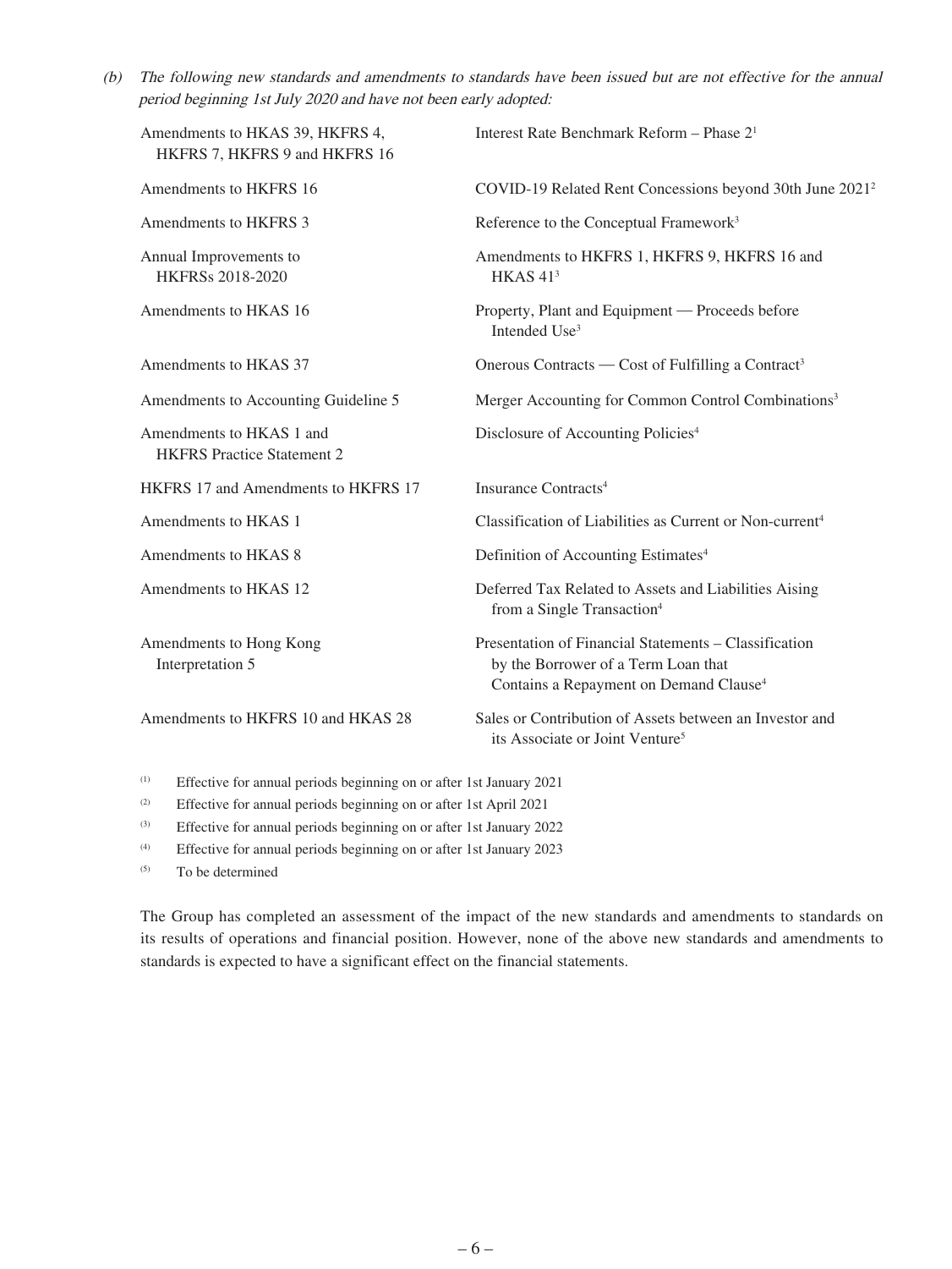*(b) The following new standards and amendments to standards have been issued but are not effective for the annual period beginning 1st July 2020 and have not been early adopted:*

| | |
|---|---|
| Amendments to HKAS 39, HKFRS 4, HKFRS 7, HKFRS 9 and HKFRS 16 | Interest Rate Benchmark Reform – Phase 2[1] |
| Amendments to HKFRS 16 | COVID-19 Related Rent Concessions beyond 30th June 2021[2] |
| Amendments to HKFRS 3 | Reference to the Conceptual Framework[3] |
| Annual Improvements to HKFRSs 2018-2020 | Amendments to HKFRS 1, HKFRS 9, HKFRS 16 and HKAS 41[3] |
| Amendments to HKAS 16 | Property, Plant and Equipment — Proceeds before Intended Use[3] |
| Amendments to HKAS 37 | Onerous Contracts — Cost of Fulfilling a Contract[3] |
| Amendments to Accounting Guideline 5 | Merger Accounting for Common Control Combinations[3] |
| Amendments to HKAS 1 and HKFRS Practice Statement 2 | Disclosure of Accounting Policies[4] |
| HKFRS 17 and Amendments to HKFRS 17 | Insurance Contracts[4] |
| Amendments to HKAS 1 | Classification of Liabilities as Current or Non-current[4] |
| Amendments to HKAS 8 | Definition of Accounting Estimates[4] |
| Amendments to HKAS 12 | Deferred Tax Related to Assets and Liabilities Aising from a Single Transaction[4] |
| Amendments to Hong Kong Interpretation 5 | Presentation of Financial Statements – Classification by the Borrower of a Term Loan that Contains a Repayment on Demand Clause[4] |
| Amendments to HKFRS 10 and HKAS 28 | Sales or Contribution of Assets between an Investor and its Associate or Joint Venture[5] |

(1) Effective for annual periods beginning on or after 1st January 2021

(2) Effective for annual periods beginning on or after 1st April 2021

(3) Effective for annual periods beginning on or after 1st January 2022

(4) Effective for annual periods beginning on or after 1st January 2023

(5) To be determined

The Group has completed an assessment of the impact of the new standards and amendments to standards on its results of operations and financial position. However, none of the above new standards and amendments to standards is expected to have a significant effect on the financial statements.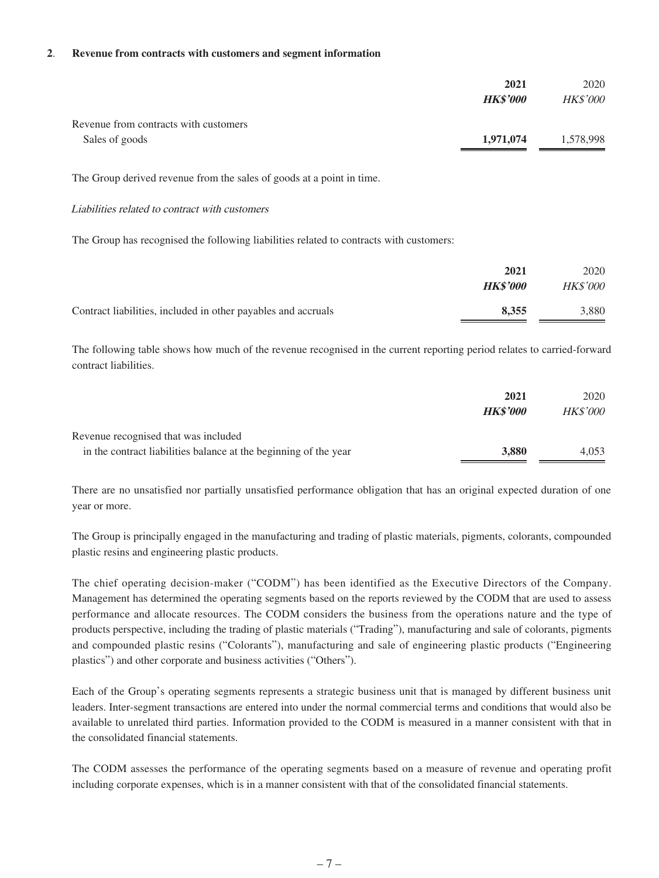## 2. Revenue from contracts with customers and segment information

| | **2021** | 2020 |
|---|---|---|
| | ***HK$'000*** | *HK$'000* |
| Revenue from contracts with customers | | |
| Sales of goods | **1,971,074** | 1,578,998 |

The Group derived revenue from the sales of goods at a point in time.

*Liabilities related to contract with customers*

The Group has recognised the following liabilities related to contracts with customers:

| | **2021** | 2020 |
|---|---|---|
| | ***HK$'000*** | *HK$'000* |
| Contract liabilities, included in other payables and accruals | **8,355** | 3,880 |

The following table shows how much of the revenue recognised in the current reporting period relates to carried-forward contract liabilities.

| | **2021** | 2020 |
|---|---|---|
| | ***HK$'000*** | *HK$'000* |
| Revenue recognised that was included in the contract liabilities balance at the beginning of the year | **3,880** | 4,053 |

There are no unsatisfied nor partially unsatisfied performance obligation that has an original expected duration of one year or more.

The Group is principally engaged in the manufacturing and trading of plastic materials, pigments, colorants, compounded plastic resins and engineering plastic products.

The chief operating decision-maker ("CODM") has been identified as the Executive Directors of the Company. Management has determined the operating segments based on the reports reviewed by the CODM that are used to assess performance and allocate resources. The CODM considers the business from the operations nature and the type of products perspective, including the trading of plastic materials ("Trading"), manufacturing and sale of colorants, pigments and compounded plastic resins ("Colorants"), manufacturing and sale of engineering plastic products ("Engineering plastics") and other corporate and business activities ("Others").

Each of the Group's operating segments represents a strategic business unit that is managed by different business unit leaders. Inter-segment transactions are entered into under the normal commercial terms and conditions that would also be available to unrelated third parties. Information provided to the CODM is measured in a manner consistent with that in the consolidated financial statements.

The CODM assesses the performance of the operating segments based on a measure of revenue and operating profit including corporate expenses, which is in a manner consistent with that of the consolidated financial statements.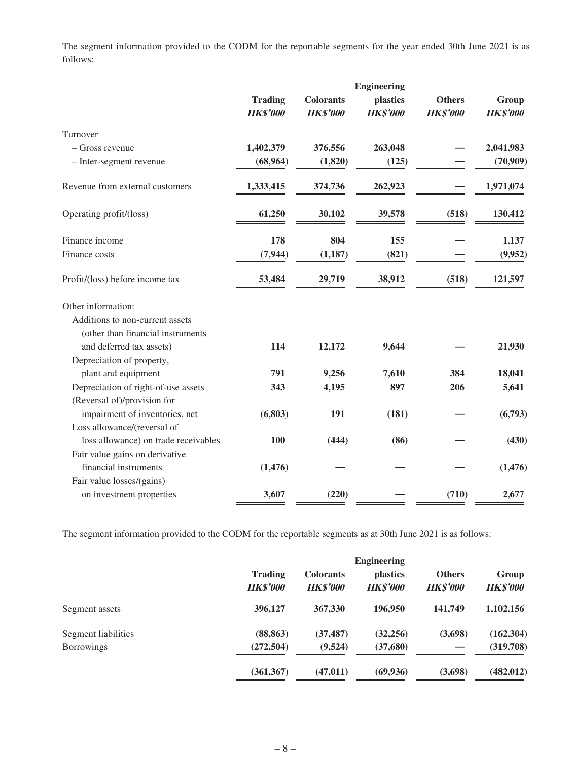The segment information provided to the CODM for the reportable segments for the year ended 30th June 2021 is as follows:

| | Trading | Colorants | Engineering plastics | Others | Group |
|---|---|---|---|---|---|
| | *HK$'000* | *HK$'000* | *HK$'000* | *HK$'000* | *HK$'000* |
| Turnover | | | | | |
| – Gross revenue | **1,402,379** | **376,556** | **263,048** | **—** | **2,041,983** |
| – Inter-segment revenue | **(68,964)** | **(1,820)** | **(125)** | **—** | **(70,909)** |
| Revenue from external customers | **1,333,415** | **374,736** | **262,923** | **—** | **1,971,074** |
| Operating profit/(loss) | **61,250** | **30,102** | **39,578** | **(518)** | **130,412** |
| Finance income | **178** | **804** | **155** | **—** | **1,137** |
| Finance costs | **(7,944)** | **(1,187)** | **(821)** | **—** | **(9,952)** |
| Profit/(loss) before income tax | **53,484** | **29,719** | **38,912** | **(518)** | **121,597** |
| Other information: | | | | | |
| Additions to non-current assets (other than financial instruments and deferred tax assets) | **114** | **12,172** | **9,644** | **—** | **21,930** |
| Depreciation of property, plant and equipment | **791** | **9,256** | **7,610** | **384** | **18,041** |
| Depreciation of right-of-use assets | **343** | **4,195** | **897** | **206** | **5,641** |
| (Reversal of)/provision for impairment of inventories, net | **(6,803)** | **191** | **(181)** | **—** | **(6,793)** |
| Loss allowance/(reversal of loss allowance) on trade receivables | **100** | **(444)** | **(86)** | **—** | **(430)** |
| Fair value gains on derivative financial instruments | **(1,476)** | **—** | **—** | **—** | **(1,476)** |
| Fair value losses/(gains) on investment properties | **3,607** | **(220)** | **—** | **(710)** | **2,677** |

The segment information provided to the CODM for the reportable segments as at 30th June 2021 is as follows:

| | Trading | Colorants | Engineering plastics | Others | Group |
|---|---|---|---|---|---|
| | *HK$'000* | *HK$'000* | *HK$'000* | *HK$'000* | *HK$'000* |
| Segment assets | **396,127** | **367,330** | **196,950** | **141,749** | **1,102,156** |
| Segment liabilities | **(88,863)** | **(37,487)** | **(32,256)** | **(3,698)** | **(162,304)** |
| Borrowings | **(272,504)** | **(9,524)** | **(37,680)** | **—** | **(319,708)** |
| | **(361,367)** | **(47,011)** | **(69,936)** | **(3,698)** | **(482,012)** |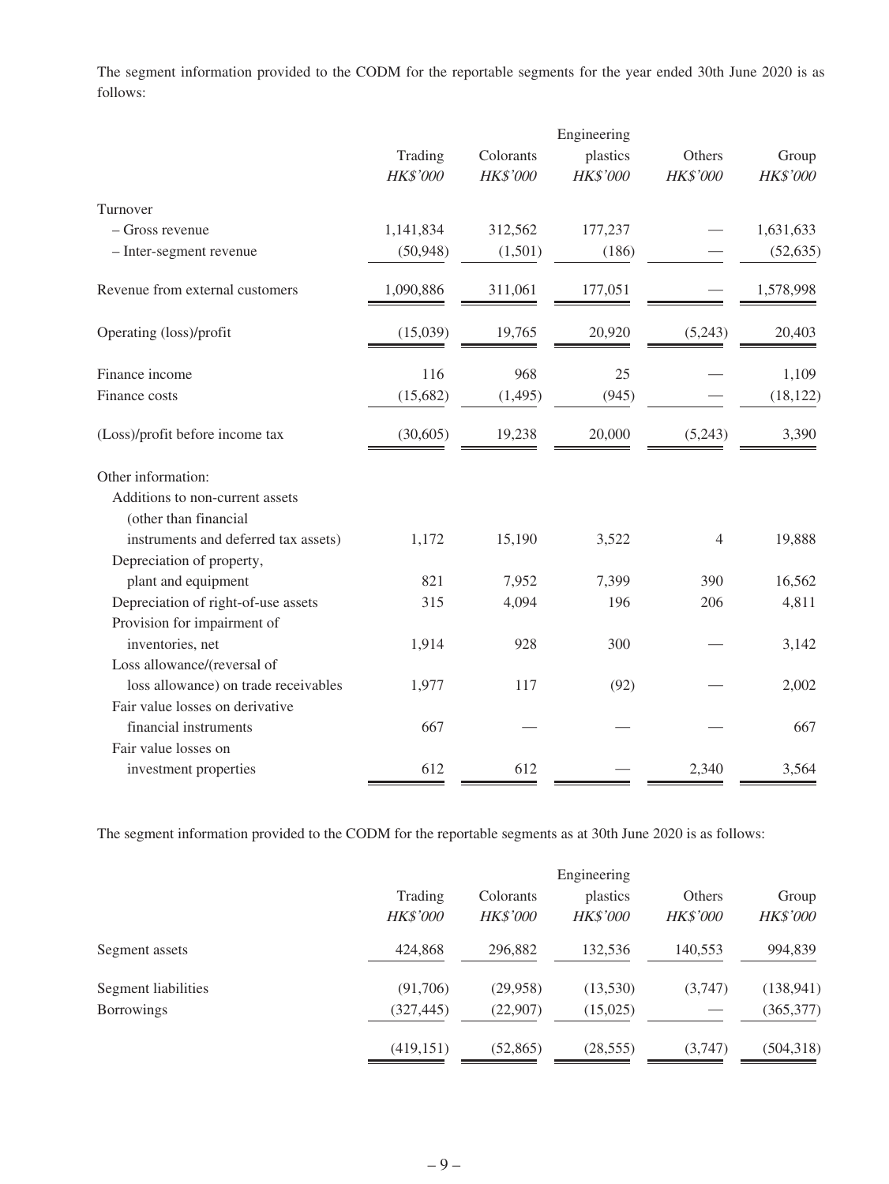The segment information provided to the CODM for the reportable segments for the year ended 30th June 2020 is as follows:

| | Trading | Colorants | Engineering plastics | Others | Group |
|---|---|---|---|---|---|
| | *HK$'000* | *HK$'000* | *HK$'000* | *HK$'000* | *HK$'000* |
| Turnover | | | | | |
| – Gross revenue | 1,141,834 | 312,562 | 177,237 | — | 1,631,633 |
| – Inter-segment revenue | (50,948) | (1,501) | (186) | — | (52,635) |
| Revenue from external customers | 1,090,886 | 311,061 | 177,051 | — | 1,578,998 |
| Operating (loss)/profit | (15,039) | 19,765 | 20,920 | (5,243) | 20,403 |
| Finance income | 116 | 968 | 25 | — | 1,109 |
| Finance costs | (15,682) | (1,495) | (945) | — | (18,122) |
| (Loss)/profit before income tax | (30,605) | 19,238 | 20,000 | (5,243) | 3,390 |
| Other information: | | | | | |
| Additions to non-current assets (other than financial instruments and deferred tax assets) | 1,172 | 15,190 | 3,522 | 4 | 19,888 |
| Depreciation of property, plant and equipment | 821 | 7,952 | 7,399 | 390 | 16,562 |
| Depreciation of right-of-use assets | 315 | 4,094 | 196 | 206 | 4,811 |
| Provision for impairment of inventories, net | 1,914 | 928 | 300 | — | 3,142 |
| Loss allowance/(reversal of loss allowance) on trade receivables | 1,977 | 117 | (92) | — | 2,002 |
| Fair value losses on derivative financial instruments | 667 | — | — | — | 667 |
| Fair value losses on investment properties | 612 | 612 | — | 2,340 | 3,564 |

The segment information provided to the CODM for the reportable segments as at 30th June 2020 is as follows:

| | Trading | Colorants | Engineering plastics | Others | Group |
|---|---|---|---|---|---|
| | *HK$'000* | *HK$'000* | *HK$'000* | *HK$'000* | *HK$'000* |
| Segment assets | 424,868 | 296,882 | 132,536 | 140,553 | 994,839 |
| Segment liabilities | (91,706) | (29,958) | (13,530) | (3,747) | (138,941) |
| Borrowings | (327,445) | (22,907) | (15,025) | — | (365,377) |
| | (419,151) | (52,865) | (28,555) | (3,747) | (504,318) |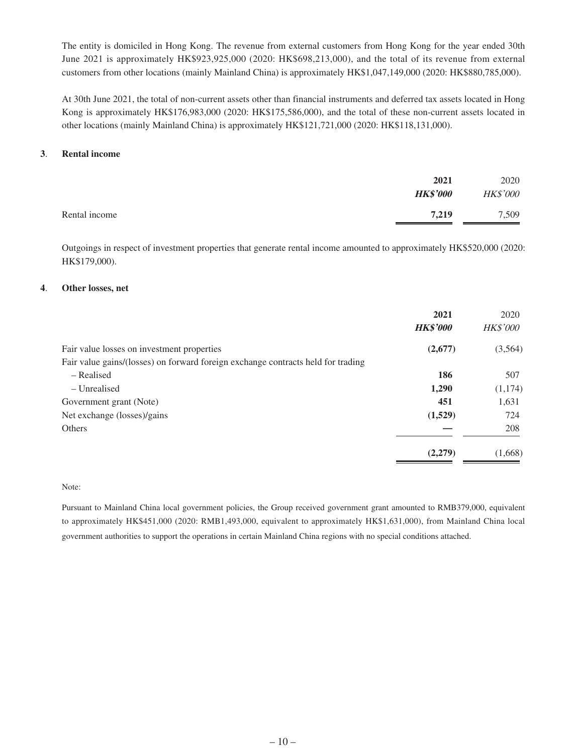The entity is domiciled in Hong Kong. The revenue from external customers from Hong Kong for the year ended 30th June 2021 is approximately HK$923,925,000 (2020: HK$698,213,000), and the total of its revenue from external customers from other locations (mainly Mainland China) is approximately HK$1,047,149,000 (2020: HK$880,785,000).

At 30th June 2021, the total of non-current assets other than financial instruments and deferred tax assets located in Hong Kong is approximately HK$176,983,000 (2020: HK$175,586,000), and the total of these non-current assets located in other locations (mainly Mainland China) is approximately HK$121,721,000 (2020: HK$118,131,000).

## 3. Rental income

| | 2021 | 2020 |
|---|---|---|
| | ***HK$'000*** | *HK$'000* |
| Rental income | **7,219** | 7,509 |

Outgoings in respect of investment properties that generate rental income amounted to approximately HK$520,000 (2020: HK$179,000).

## 4. Other losses, net

| | 2021 | 2020 |
|---|---|---|
| | ***HK$'000*** | *HK$'000* |
| Fair value losses on investment properties | **(2,677)** | (3,564) |
| Fair value gains/(losses) on forward foreign exchange contracts held for trading | | |
| – Realised | **186** | 507 |
| – Unrealised | **1,290** | (1,174) |
| Government grant (Note) | **451** | 1,631 |
| Net exchange (losses)/gains | **(1,529)** | 724 |
| Others | **—** | 208 |
| | **(2,279)** | (1,668) |

Note:

Pursuant to Mainland China local government policies, the Group received government grant amounted to RMB379,000, equivalent to approximately HK$451,000 (2020: RMB1,493,000, equivalent to approximately HK$1,631,000), from Mainland China local government authorities to support the operations in certain Mainland China regions with no special conditions attached.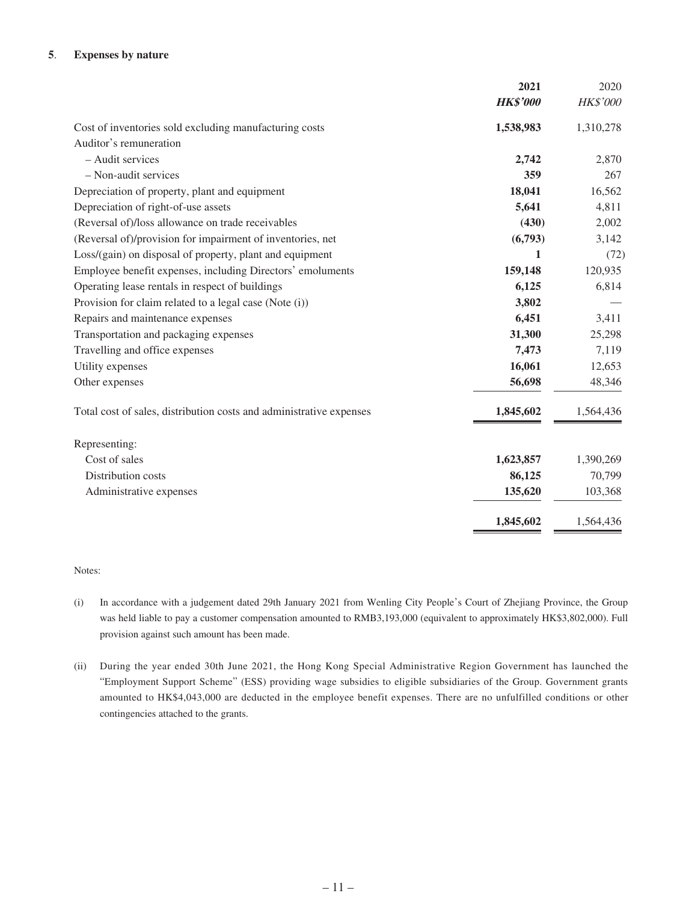## 5. Expenses by nature

| | 2021 | 2020 |
|---|---|---|
| | ***HK$'000*** | *HK$'000* |
| Cost of inventories sold excluding manufacturing costs | **1,538,983** | 1,310,278 |
| Auditor's remuneration | | |
| – Audit services | **2,742** | 2,870 |
| – Non-audit services | **359** | 267 |
| Depreciation of property, plant and equipment | **18,041** | 16,562 |
| Depreciation of right-of-use assets | **5,641** | 4,811 |
| (Reversal of)/loss allowance on trade receivables | **(430)** | 2,002 |
| (Reversal of)/provision for impairment of inventories, net | **(6,793)** | 3,142 |
| Loss/(gain) on disposal of property, plant and equipment | **1** | (72) |
| Employee benefit expenses, including Directors' emoluments | **159,148** | 120,935 |
| Operating lease rentals in respect of buildings | **6,125** | 6,814 |
| Provision for claim related to a legal case (Note (i)) | **3,802** | — |
| Repairs and maintenance expenses | **6,451** | 3,411 |
| Transportation and packaging expenses | **31,300** | 25,298 |
| Travelling and office expenses | **7,473** | 7,119 |
| Utility expenses | **16,061** | 12,653 |
| Other expenses | **56,698** | 48,346 |
| Total cost of sales, distribution costs and administrative expenses | **1,845,602** | 1,564,436 |
| Representing: | | |
| Cost of sales | **1,623,857** | 1,390,269 |
| Distribution costs | **86,125** | 70,799 |
| Administrative expenses | **135,620** | 103,368 |
| | **1,845,602** | 1,564,436 |

Notes:

(i) In accordance with a judgement dated 29th January 2021 from Wenling City People's Court of Zhejiang Province, the Group was held liable to pay a customer compensation amounted to RMB3,193,000 (equivalent to approximately HK$3,802,000). Full provision against such amount has been made.

(ii) During the year ended 30th June 2021, the Hong Kong Special Administrative Region Government has launched the "Employment Support Scheme" (ESS) providing wage subsidies to eligible subsidiaries of the Group. Government grants amounted to HK$4,043,000 are deducted in the employee benefit expenses. There are no unfulfilled conditions or other contingencies attached to the grants.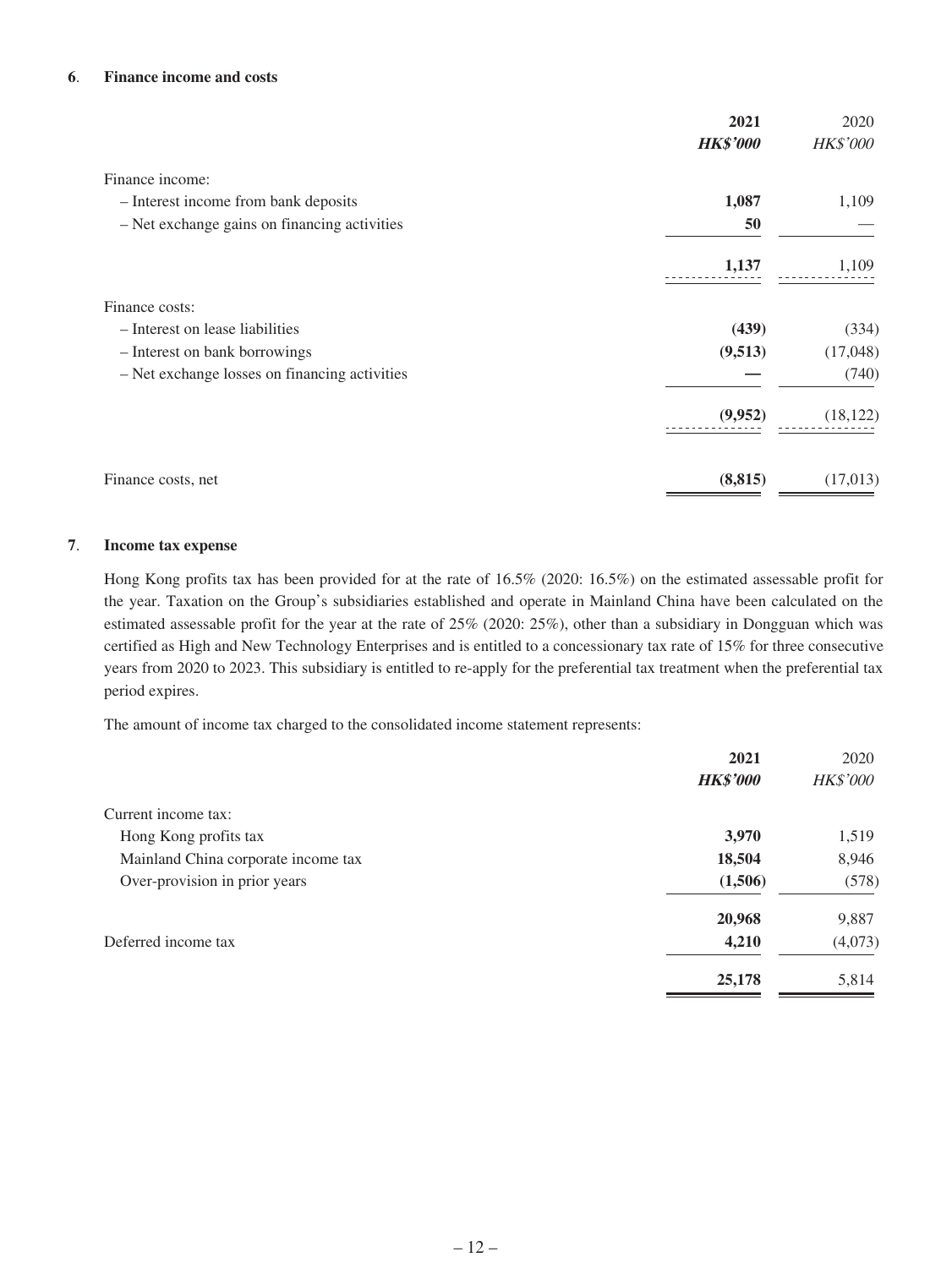## 6. Finance income and costs

| | **2021** | 2020 |
|---|---|---|
| | ***HK$'000*** | *HK$'000* |
| Finance income: | | |
| – Interest income from bank deposits | **1,087** | 1,109 |
| – Net exchange gains on financing activities | **50** | — |
| | **1,137** | 1,109 |
| Finance costs: | | |
| – Interest on lease liabilities | **(439)** | (334) |
| – Interest on bank borrowings | **(9,513)** | (17,048) |
| – Net exchange losses on financing activities | **—** | (740) |
| | **(9,952)** | (18,122) |
| Finance costs, net | **(8,815)** | (17,013) |

## 7. Income tax expense

Hong Kong profits tax has been provided for at the rate of 16.5% (2020: 16.5%) on the estimated assessable profit for the year. Taxation on the Group's subsidiaries established and operate in Mainland China have been calculated on the estimated assessable profit for the year at the rate of 25% (2020: 25%), other than a subsidiary in Dongguan which was certified as High and New Technology Enterprises and is entitled to a concessionary tax rate of 15% for three consecutive years from 2020 to 2023. This subsidiary is entitled to re-apply for the preferential tax treatment when the preferential tax period expires.

The amount of income tax charged to the consolidated income statement represents:

| | **2021** | 2020 |
|---|---|---|
| | ***HK$'000*** | *HK$'000* |
| Current income tax: | | |
| Hong Kong profits tax | **3,970** | 1,519 |
| Mainland China corporate income tax | **18,504** | 8,946 |
| Over-provision in prior years | **(1,506)** | (578) |
| | **20,968** | 9,887 |
| Deferred income tax | **4,210** | (4,073) |
| | **25,178** | 5,814 |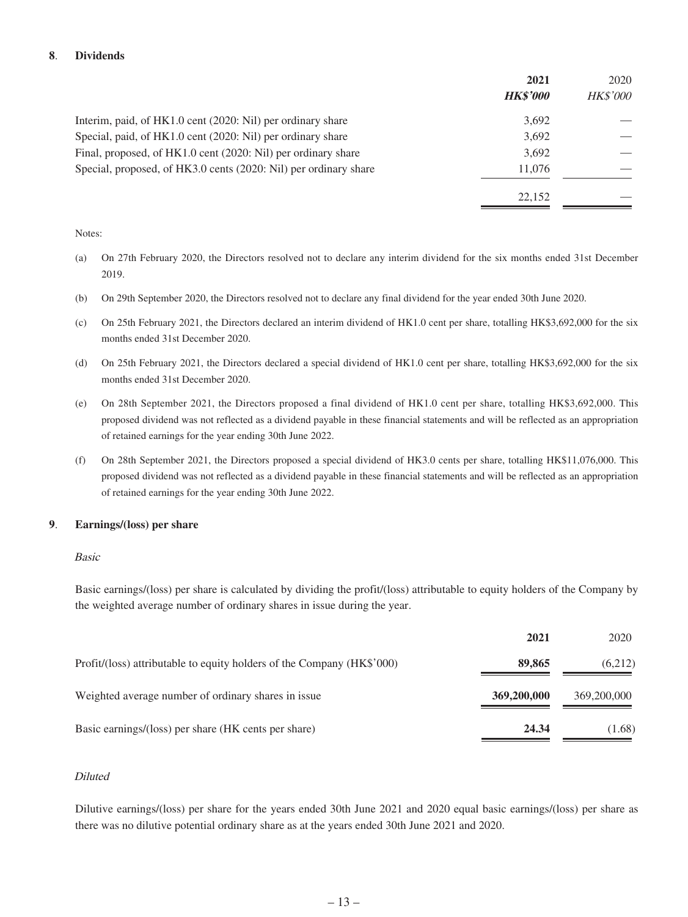## 8. Dividends

| | **2021** | 2020 |
|---|---|---|
| | ***HK$'000*** | *HK$'000* |
| Interim, paid, of HK1.0 cent (2020: Nil) per ordinary share | 3,692 | — |
| Special, paid, of HK1.0 cent (2020: Nil) per ordinary share | 3,692 | — |
| Final, proposed, of HK1.0 cent (2020: Nil) per ordinary share | 3,692 | — |
| Special, proposed, of HK3.0 cents (2020: Nil) per ordinary share | 11,076 | — |
| | 22,152 | — |

Notes:

(a) On 27th February 2020, the Directors resolved not to declare any interim dividend for the six months ended 31st December 2019.

(b) On 29th September 2020, the Directors resolved not to declare any final dividend for the year ended 30th June 2020.

(c) On 25th February 2021, the Directors declared an interim dividend of HK1.0 cent per share, totalling HK$3,692,000 for the six months ended 31st December 2020.

(d) On 25th February 2021, the Directors declared a special dividend of HK1.0 cent per share, totalling HK$3,692,000 for the six months ended 31st December 2020.

(e) On 28th September 2021, the Directors proposed a final dividend of HK1.0 cent per share, totalling HK$3,692,000. This proposed dividend was not reflected as a dividend payable in these financial statements and will be reflected as an appropriation of retained earnings for the year ending 30th June 2022.

(f) On 28th September 2021, the Directors proposed a special dividend of HK3.0 cents per share, totalling HK$11,076,000. This proposed dividend was not reflected as a dividend payable in these financial statements and will be reflected as an appropriation of retained earnings for the year ending 30th June 2022.

## 9. Earnings/(loss) per share

*Basic*

Basic earnings/(loss) per share is calculated by dividing the profit/(loss) attributable to equity holders of the Company by the weighted average number of ordinary shares in issue during the year.

| | **2021** | 2020 |
|---|---|---|
| Profit/(loss) attributable to equity holders of the Company (HK$'000) | **89,865** | (6,212) |
| Weighted average number of ordinary shares in issue | **369,200,000** | 369,200,000 |
| Basic earnings/(loss) per share (HK cents per share) | **24.34** | (1.68) |

*Diluted*

Dilutive earnings/(loss) per share for the years ended 30th June 2021 and 2020 equal basic earnings/(loss) per share as there was no dilutive potential ordinary share as at the years ended 30th June 2021 and 2020.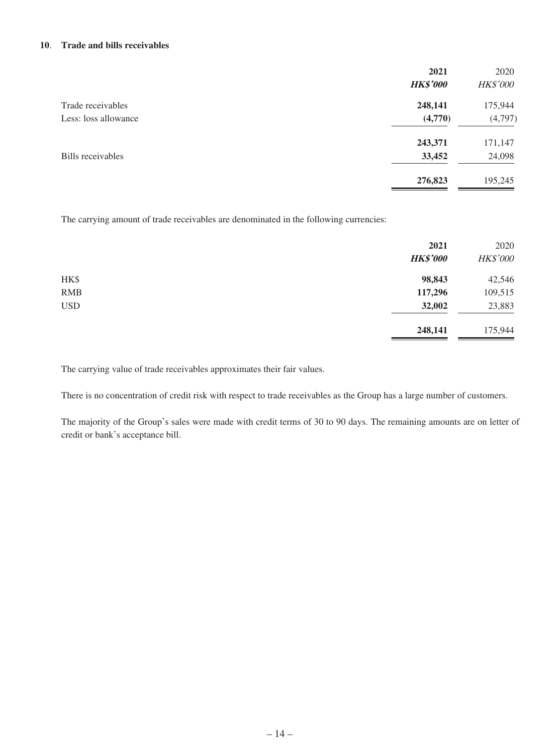**10. Trade and bills receivables**

| | **2021** | 2020 |
|---|---|---|
| | ***HK$'000*** | *HK$'000* |
| Trade receivables | **248,141** | 175,944 |
| Less: loss allowance | **(4,770)** | (4,797) |
| | **243,371** | 171,147 |
| Bills receivables | **33,452** | 24,098 |
| | **276,823** | 195,245 |

The carrying amount of trade receivables are denominated in the following currencies:

| | **2021** | 2020 |
|---|---|---|
| | ***HK$'000*** | *HK$'000* |
| HK$ | **98,843** | 42,546 |
| RMB | **117,296** | 109,515 |
| USD | **32,002** | 23,883 |
| | **248,141** | 175,944 |

The carrying value of trade receivables approximates their fair values.

There is no concentration of credit risk with respect to trade receivables as the Group has a large number of customers.

The majority of the Group's sales were made with credit terms of 30 to 90 days. The remaining amounts are on letter of credit or bank's acceptance bill.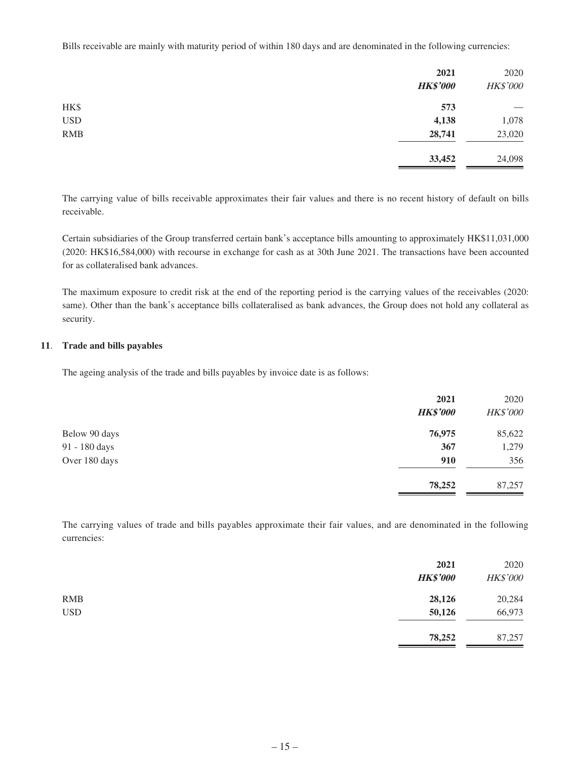Bills receivable are mainly with maturity period of within 180 days and are denominated in the following currencies:

| | 2021 | 2020 |
|---|---|---|
| | ***HK$'000*** | *HK$'000* |
| HK$ | **573** | — |
| USD | **4,138** | 1,078 |
| RMB | **28,741** | 23,020 |
| | **33,452** | 24,098 |

The carrying value of bills receivable approximates their fair values and there is no recent history of default on bills receivable.

Certain subsidiaries of the Group transferred certain bank's acceptance bills amounting to approximately HK$11,031,000 (2020: HK$16,584,000) with recourse in exchange for cash as at 30th June 2021. The transactions have been accounted for as collateralised bank advances.

The maximum exposure to credit risk at the end of the reporting period is the carrying values of the receivables (2020: same). Other than the bank's acceptance bills collateralised as bank advances, the Group does not hold any collateral as security.

### 11. Trade and bills payables

The ageing analysis of the trade and bills payables by invoice date is as follows:

| | 2021 | 2020 |
|---|---|---|
| | ***HK$'000*** | *HK$'000* |
| Below 90 days | **76,975** | 85,622 |
| 91 - 180 days | **367** | 1,279 |
| Over 180 days | **910** | 356 |
| | **78,252** | 87,257 |

The carrying values of trade and bills payables approximate their fair values, and are denominated in the following currencies:

| | 2021 | 2020 |
|---|---|---|
| | ***HK$'000*** | *HK$'000* |
| RMB | **28,126** | 20,284 |
| USD | **50,126** | 66,973 |
| | **78,252** | 87,257 |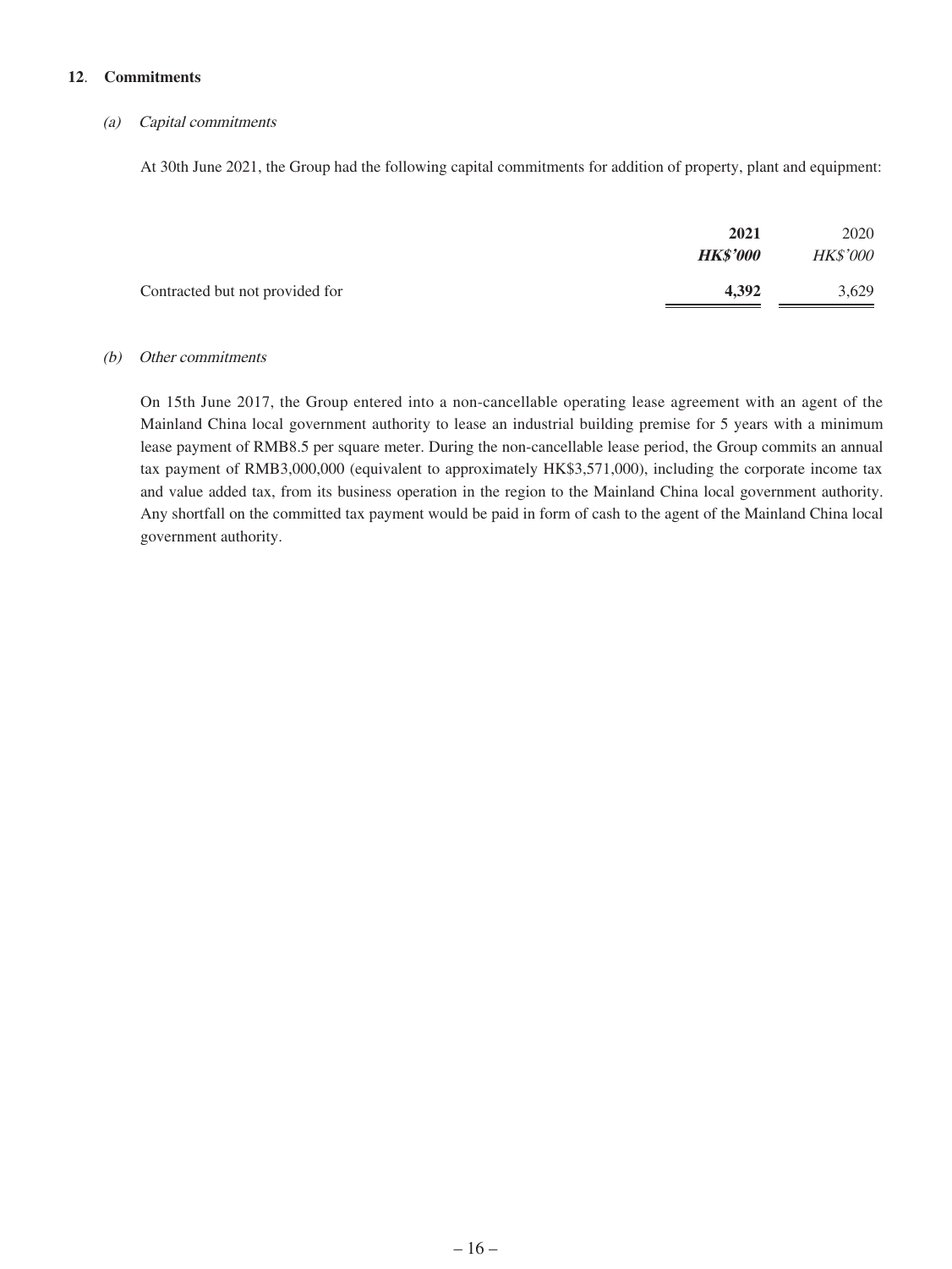## 12. Commitments

### *(a) Capital commitments*

At 30th June 2021, the Group had the following capital commitments for addition of property, plant and equipment:

| | **2021** | 2020 |
|---|---|---|
| | ***HK$'000*** | *HK$'000* |
| Contracted but not provided for | **4,392** | 3,629 |

### *(b) Other commitments*

On 15th June 2017, the Group entered into a non-cancellable operating lease agreement with an agent of the Mainland China local government authority to lease an industrial building premise for 5 years with a minimum lease payment of RMB8.5 per square meter. During the non-cancellable lease period, the Group commits an annual tax payment of RMB3,000,000 (equivalent to approximately HK$3,571,000), including the corporate income tax and value added tax, from its business operation in the region to the Mainland China local government authority. Any shortfall on the committed tax payment would be paid in form of cash to the agent of the Mainland China local government authority.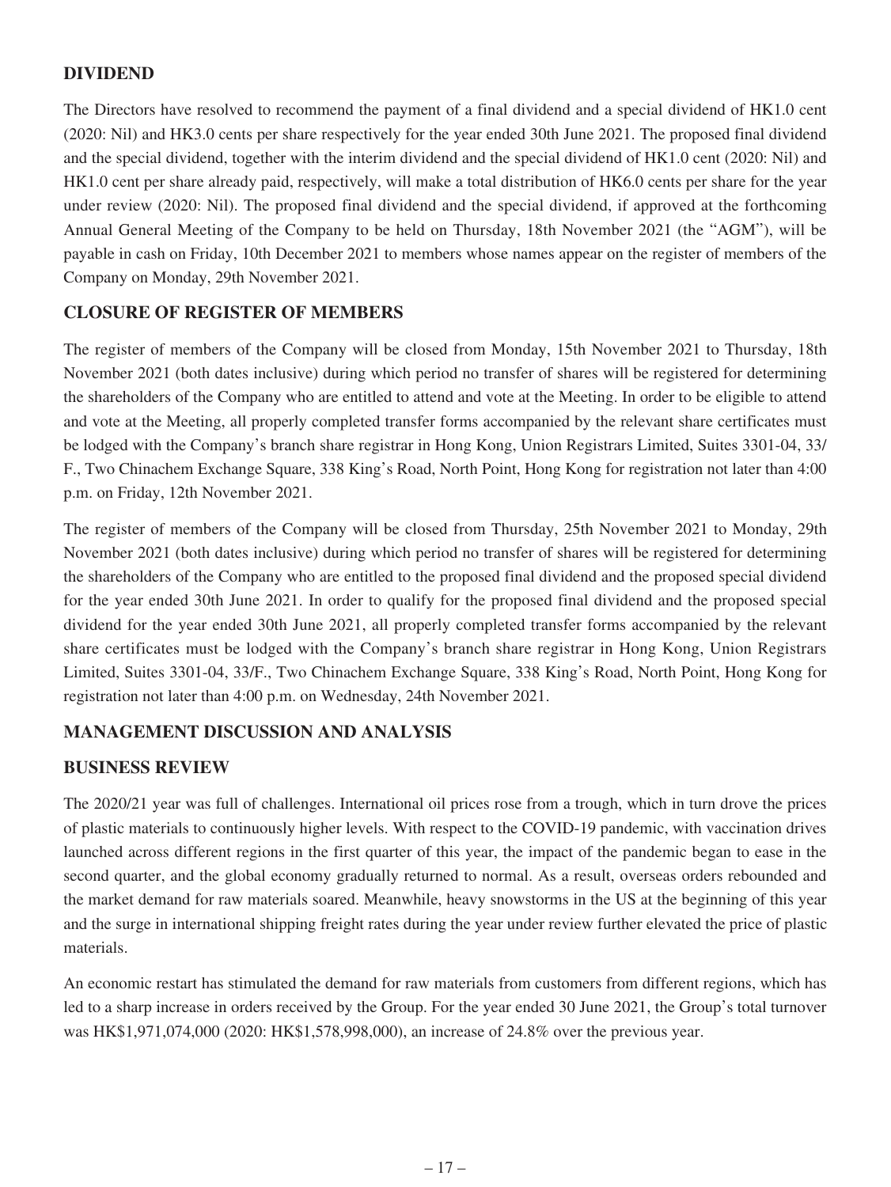## DIVIDEND

The Directors have resolved to recommend the payment of a final dividend and a special dividend of HK1.0 cent (2020: Nil) and HK3.0 cents per share respectively for the year ended 30th June 2021. The proposed final dividend and the special dividend, together with the interim dividend and the special dividend of HK1.0 cent (2020: Nil) and HK1.0 cent per share already paid, respectively, will make a total distribution of HK6.0 cents per share for the year under review (2020: Nil). The proposed final dividend and the special dividend, if approved at the forthcoming Annual General Meeting of the Company to be held on Thursday, 18th November 2021 (the "AGM"), will be payable in cash on Friday, 10th December 2021 to members whose names appear on the register of members of the Company on Monday, 29th November 2021.

## CLOSURE OF REGISTER OF MEMBERS

The register of members of the Company will be closed from Monday, 15th November 2021 to Thursday, 18th November 2021 (both dates inclusive) during which period no transfer of shares will be registered for determining the shareholders of the Company who are entitled to attend and vote at the Meeting. In order to be eligible to attend and vote at the Meeting, all properly completed transfer forms accompanied by the relevant share certificates must be lodged with the Company's branch share registrar in Hong Kong, Union Registrars Limited, Suites 3301-04, 33/F., Two Chinachem Exchange Square, 338 King's Road, North Point, Hong Kong for registration not later than 4:00 p.m. on Friday, 12th November 2021.

The register of members of the Company will be closed from Thursday, 25th November 2021 to Monday, 29th November 2021 (both dates inclusive) during which period no transfer of shares will be registered for determining the shareholders of the Company who are entitled to the proposed final dividend and the proposed special dividend for the year ended 30th June 2021. In order to qualify for the proposed final dividend and the proposed special dividend for the year ended 30th June 2021, all properly completed transfer forms accompanied by the relevant share certificates must be lodged with the Company's branch share registrar in Hong Kong, Union Registrars Limited, Suites 3301-04, 33/F., Two Chinachem Exchange Square, 338 King's Road, North Point, Hong Kong for registration not later than 4:00 p.m. on Wednesday, 24th November 2021.

## MANAGEMENT DISCUSSION AND ANALYSIS

## BUSINESS REVIEW

The 2020/21 year was full of challenges. International oil prices rose from a trough, which in turn drove the prices of plastic materials to continuously higher levels. With respect to the COVID-19 pandemic, with vaccination drives launched across different regions in the first quarter of this year, the impact of the pandemic began to ease in the second quarter, and the global economy gradually returned to normal. As a result, overseas orders rebounded and the market demand for raw materials soared. Meanwhile, heavy snowstorms in the US at the beginning of this year and the surge in international shipping freight rates during the year under review further elevated the price of plastic materials.

An economic restart has stimulated the demand for raw materials from customers from different regions, which has led to a sharp increase in orders received by the Group. For the year ended 30 June 2021, the Group's total turnover was HK$1,971,074,000 (2020: HK$1,578,998,000), an increase of 24.8% over the previous year.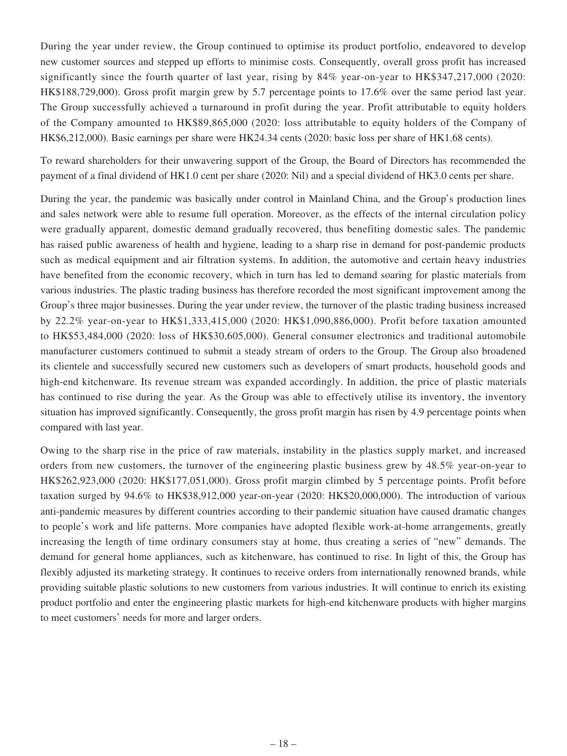During the year under review, the Group continued to optimise its product portfolio, endeavored to develop new customer sources and stepped up efforts to minimise costs. Consequently, overall gross profit has increased significantly since the fourth quarter of last year, rising by 84% year-on-year to HK$347,217,000 (2020: HK$188,729,000). Gross profit margin grew by 5.7 percentage points to 17.6% over the same period last year. The Group successfully achieved a turnaround in profit during the year. Profit attributable to equity holders of the Company amounted to HK$89,865,000 (2020: loss attributable to equity holders of the Company of HK$6,212,000). Basic earnings per share were HK24.34 cents (2020: basic loss per share of HK1.68 cents).

To reward shareholders for their unwavering support of the Group, the Board of Directors has recommended the payment of a final dividend of HK1.0 cent per share (2020: Nil) and a special dividend of HK3.0 cents per share.

During the year, the pandemic was basically under control in Mainland China, and the Group's production lines and sales network were able to resume full operation. Moreover, as the effects of the internal circulation policy were gradually apparent, domestic demand gradually recovered, thus benefiting domestic sales. The pandemic has raised public awareness of health and hygiene, leading to a sharp rise in demand for post-pandemic products such as medical equipment and air filtration systems. In addition, the automotive and certain heavy industries have benefited from the economic recovery, which in turn has led to demand soaring for plastic materials from various industries. The plastic trading business has therefore recorded the most significant improvement among the Group's three major businesses. During the year under review, the turnover of the plastic trading business increased by 22.2% year-on-year to HK$1,333,415,000 (2020: HK$1,090,886,000). Profit before taxation amounted to HK$53,484,000 (2020: loss of HK$30,605,000). General consumer electronics and traditional automobile manufacturer customers continued to submit a steady stream of orders to the Group. The Group also broadened its clientele and successfully secured new customers such as developers of smart products, household goods and high-end kitchenware. Its revenue stream was expanded accordingly. In addition, the price of plastic materials has continued to rise during the year. As the Group was able to effectively utilise its inventory, the inventory situation has improved significantly. Consequently, the gross profit margin has risen by 4.9 percentage points when compared with last year.

Owing to the sharp rise in the price of raw materials, instability in the plastics supply market, and increased orders from new customers, the turnover of the engineering plastic business grew by 48.5% year-on-year to HK$262,923,000 (2020: HK$177,051,000). Gross profit margin climbed by 5 percentage points. Profit before taxation surged by 94.6% to HK$38,912,000 year-on-year (2020: HK$20,000,000). The introduction of various anti-pandemic measures by different countries according to their pandemic situation have caused dramatic changes to people's work and life patterns. More companies have adopted flexible work-at-home arrangements, greatly increasing the length of time ordinary consumers stay at home, thus creating a series of "new" demands. The demand for general home appliances, such as kitchenware, has continued to rise. In light of this, the Group has flexibly adjusted its marketing strategy. It continues to receive orders from internationally renowned brands, while providing suitable plastic solutions to new customers from various industries. It will continue to enrich its existing product portfolio and enter the engineering plastic markets for high-end kitchenware products with higher margins to meet customers' needs for more and larger orders.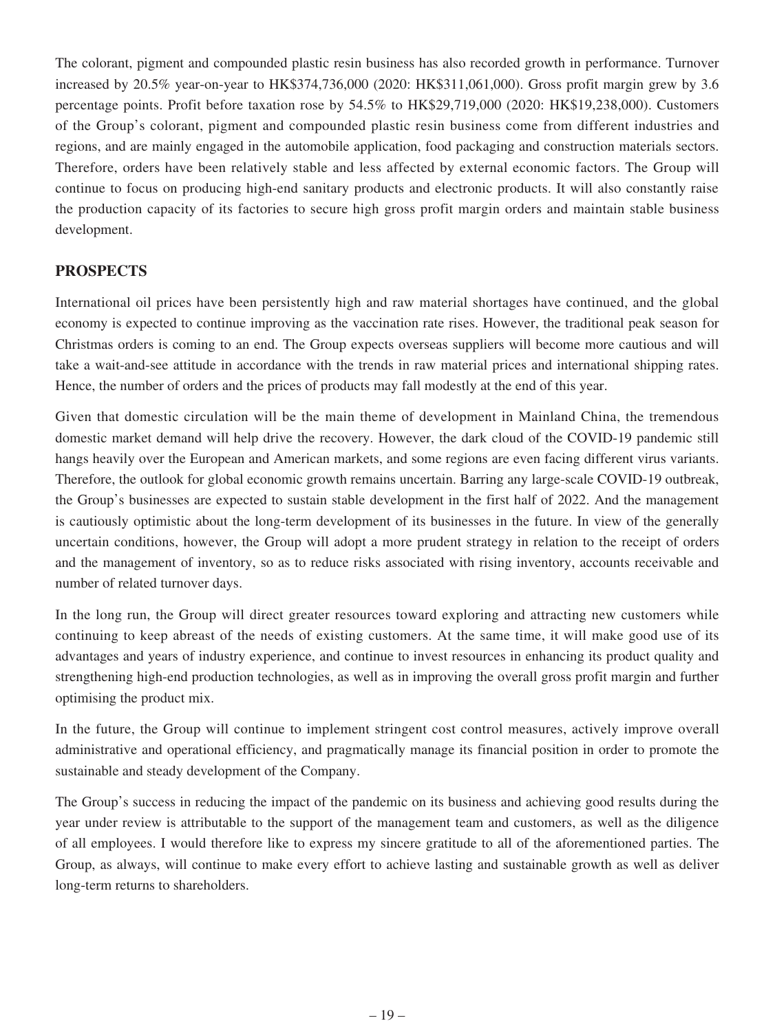The colorant, pigment and compounded plastic resin business has also recorded growth in performance. Turnover increased by 20.5% year-on-year to HK$374,736,000 (2020: HK$311,061,000). Gross profit margin grew by 3.6 percentage points. Profit before taxation rose by 54.5% to HK$29,719,000 (2020: HK$19,238,000). Customers of the Group's colorant, pigment and compounded plastic resin business come from different industries and regions, and are mainly engaged in the automobile application, food packaging and construction materials sectors. Therefore, orders have been relatively stable and less affected by external economic factors. The Group will continue to focus on producing high-end sanitary products and electronic products. It will also constantly raise the production capacity of its factories to secure high gross profit margin orders and maintain stable business development.

## PROSPECTS

International oil prices have been persistently high and raw material shortages have continued, and the global economy is expected to continue improving as the vaccination rate rises. However, the traditional peak season for Christmas orders is coming to an end. The Group expects overseas suppliers will become more cautious and will take a wait-and-see attitude in accordance with the trends in raw material prices and international shipping rates. Hence, the number of orders and the prices of products may fall modestly at the end of this year.

Given that domestic circulation will be the main theme of development in Mainland China, the tremendous domestic market demand will help drive the recovery. However, the dark cloud of the COVID-19 pandemic still hangs heavily over the European and American markets, and some regions are even facing different virus variants. Therefore, the outlook for global economic growth remains uncertain. Barring any large-scale COVID-19 outbreak, the Group's businesses are expected to sustain stable development in the first half of 2022. And the management is cautiously optimistic about the long-term development of its businesses in the future. In view of the generally uncertain conditions, however, the Group will adopt a more prudent strategy in relation to the receipt of orders and the management of inventory, so as to reduce risks associated with rising inventory, accounts receivable and number of related turnover days.

In the long run, the Group will direct greater resources toward exploring and attracting new customers while continuing to keep abreast of the needs of existing customers. At the same time, it will make good use of its advantages and years of industry experience, and continue to invest resources in enhancing its product quality and strengthening high-end production technologies, as well as in improving the overall gross profit margin and further optimising the product mix.

In the future, the Group will continue to implement stringent cost control measures, actively improve overall administrative and operational efficiency, and pragmatically manage its financial position in order to promote the sustainable and steady development of the Company.

The Group's success in reducing the impact of the pandemic on its business and achieving good results during the year under review is attributable to the support of the management team and customers, as well as the diligence of all employees. I would therefore like to express my sincere gratitude to all of the aforementioned parties. The Group, as always, will continue to make every effort to achieve lasting and sustainable growth as well as deliver long-term returns to shareholders.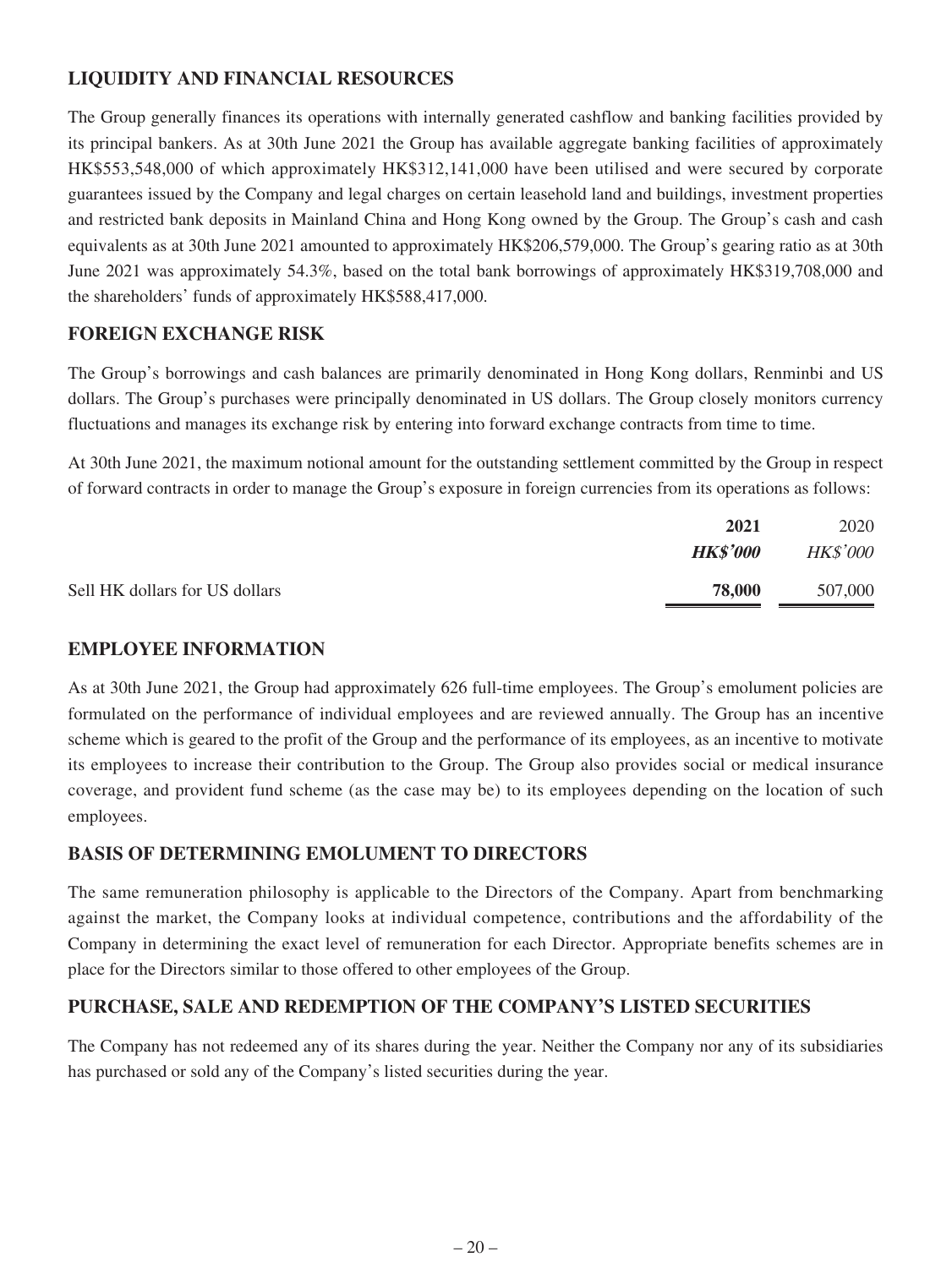## LIQUIDITY AND FINANCIAL RESOURCES

The Group generally finances its operations with internally generated cashflow and banking facilities provided by its principal bankers. As at 30th June 2021 the Group has available aggregate banking facilities of approximately HK$553,548,000 of which approximately HK$312,141,000 have been utilised and were secured by corporate guarantees issued by the Company and legal charges on certain leasehold land and buildings, investment properties and restricted bank deposits in Mainland China and Hong Kong owned by the Group. The Group's cash and cash equivalents as at 30th June 2021 amounted to approximately HK$206,579,000. The Group's gearing ratio as at 30th June 2021 was approximately 54.3%, based on the total bank borrowings of approximately HK$319,708,000 and the shareholders' funds of approximately HK$588,417,000.

## FOREIGN EXCHANGE RISK

The Group's borrowings and cash balances are primarily denominated in Hong Kong dollars, Renminbi and US dollars. The Group's purchases were principally denominated in US dollars. The Group closely monitors currency fluctuations and manages its exchange risk by entering into forward exchange contracts from time to time.

At 30th June 2021, the maximum notional amount for the outstanding settlement committed by the Group in respect of forward contracts in order to manage the Group's exposure in foreign currencies from its operations as follows:

| | **2021** | 2020 |
|---|---|---|
| | ***HK$'000*** | *HK$'000* |
| Sell HK dollars for US dollars | **78,000** | 507,000 |

## EMPLOYEE INFORMATION

As at 30th June 2021, the Group had approximately 626 full-time employees. The Group's emolument policies are formulated on the performance of individual employees and are reviewed annually. The Group has an incentive scheme which is geared to the profit of the Group and the performance of its employees, as an incentive to motivate its employees to increase their contribution to the Group. The Group also provides social or medical insurance coverage, and provident fund scheme (as the case may be) to its employees depending on the location of such employees.

## BASIS OF DETERMINING EMOLUMENT TO DIRECTORS

The same remuneration philosophy is applicable to the Directors of the Company. Apart from benchmarking against the market, the Company looks at individual competence, contributions and the affordability of the Company in determining the exact level of remuneration for each Director. Appropriate benefits schemes are in place for the Directors similar to those offered to other employees of the Group.

## PURCHASE, SALE AND REDEMPTION OF THE COMPANY'S LISTED SECURITIES

The Company has not redeemed any of its shares during the year. Neither the Company nor any of its subsidiaries has purchased or sold any of the Company's listed securities during the year.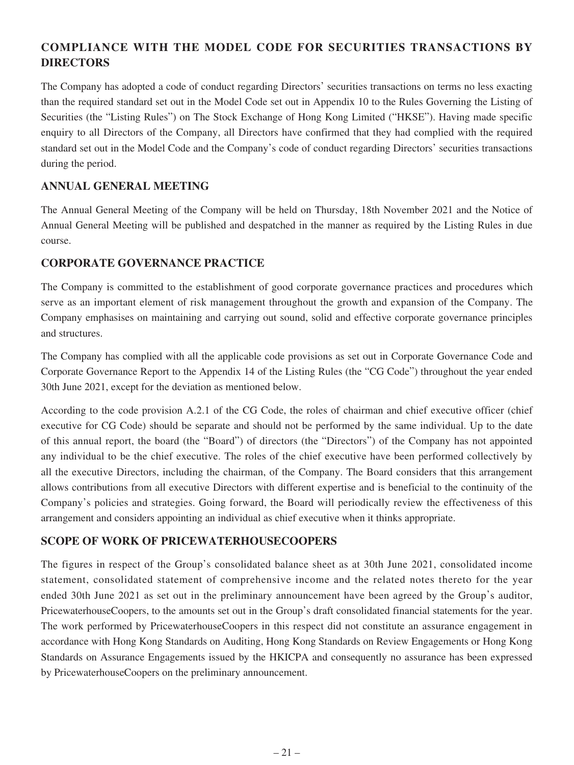## COMPLIANCE WITH THE MODEL CODE FOR SECURITIES TRANSACTIONS BY DIRECTORS

The Company has adopted a code of conduct regarding Directors' securities transactions on terms no less exacting than the required standard set out in the Model Code set out in Appendix 10 to the Rules Governing the Listing of Securities (the "Listing Rules") on The Stock Exchange of Hong Kong Limited ("HKSE"). Having made specific enquiry to all Directors of the Company, all Directors have confirmed that they had complied with the required standard set out in the Model Code and the Company's code of conduct regarding Directors' securities transactions during the period.

## ANNUAL GENERAL MEETING

The Annual General Meeting of the Company will be held on Thursday, 18th November 2021 and the Notice of Annual General Meeting will be published and despatched in the manner as required by the Listing Rules in due course.

## CORPORATE GOVERNANCE PRACTICE

The Company is committed to the establishment of good corporate governance practices and procedures which serve as an important element of risk management throughout the growth and expansion of the Company. The Company emphasises on maintaining and carrying out sound, solid and effective corporate governance principles and structures.

The Company has complied with all the applicable code provisions as set out in Corporate Governance Code and Corporate Governance Report to the Appendix 14 of the Listing Rules (the "CG Code") throughout the year ended 30th June 2021, except for the deviation as mentioned below.

According to the code provision A.2.1 of the CG Code, the roles of chairman and chief executive officer (chief executive for CG Code) should be separate and should not be performed by the same individual. Up to the date of this annual report, the board (the "Board") of directors (the "Directors") of the Company has not appointed any individual to be the chief executive. The roles of the chief executive have been performed collectively by all the executive Directors, including the chairman, of the Company. The Board considers that this arrangement allows contributions from all executive Directors with different expertise and is beneficial to the continuity of the Company's policies and strategies. Going forward, the Board will periodically review the effectiveness of this arrangement and considers appointing an individual as chief executive when it thinks appropriate.

## SCOPE OF WORK OF PRICEWATERHOUSECOOPERS

The figures in respect of the Group's consolidated balance sheet as at 30th June 2021, consolidated income statement, consolidated statement of comprehensive income and the related notes thereto for the year ended 30th June 2021 as set out in the preliminary announcement have been agreed by the Group's auditor, PricewaterhouseCoopers, to the amounts set out in the Group's draft consolidated financial statements for the year. The work performed by PricewaterhouseCoopers in this respect did not constitute an assurance engagement in accordance with Hong Kong Standards on Auditing, Hong Kong Standards on Review Engagements or Hong Kong Standards on Assurance Engagements issued by the HKICPA and consequently no assurance has been expressed by PricewaterhouseCoopers on the preliminary announcement.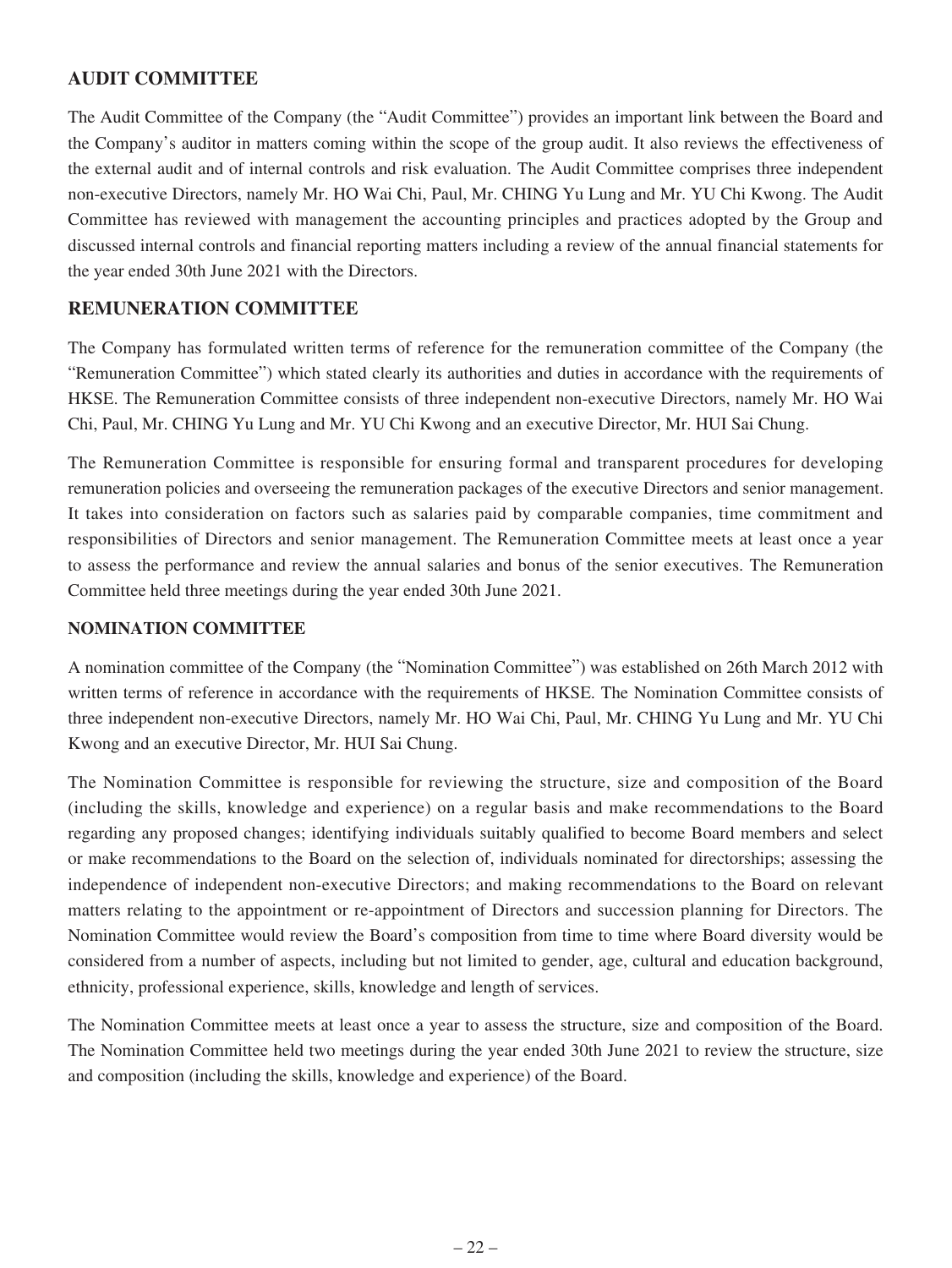## AUDIT COMMITTEE

The Audit Committee of the Company (the "Audit Committee") provides an important link between the Board and the Company's auditor in matters coming within the scope of the group audit. It also reviews the effectiveness of the external audit and of internal controls and risk evaluation. The Audit Committee comprises three independent non-executive Directors, namely Mr. HO Wai Chi, Paul, Mr. CHING Yu Lung and Mr. YU Chi Kwong. The Audit Committee has reviewed with management the accounting principles and practices adopted by the Group and discussed internal controls and financial reporting matters including a review of the annual financial statements for the year ended 30th June 2021 with the Directors.

## REMUNERATION COMMITTEE

The Company has formulated written terms of reference for the remuneration committee of the Company (the "Remuneration Committee") which stated clearly its authorities and duties in accordance with the requirements of HKSE. The Remuneration Committee consists of three independent non-executive Directors, namely Mr. HO Wai Chi, Paul, Mr. CHING Yu Lung and Mr. YU Chi Kwong and an executive Director, Mr. HUI Sai Chung.

The Remuneration Committee is responsible for ensuring formal and transparent procedures for developing remuneration policies and overseeing the remuneration packages of the executive Directors and senior management. It takes into consideration on factors such as salaries paid by comparable companies, time commitment and responsibilities of Directors and senior management. The Remuneration Committee meets at least once a year to assess the performance and review the annual salaries and bonus of the senior executives. The Remuneration Committee held three meetings during the year ended 30th June 2021.

## NOMINATION COMMITTEE

A nomination committee of the Company (the "Nomination Committee") was established on 26th March 2012 with written terms of reference in accordance with the requirements of HKSE. The Nomination Committee consists of three independent non-executive Directors, namely Mr. HO Wai Chi, Paul, Mr. CHING Yu Lung and Mr. YU Chi Kwong and an executive Director, Mr. HUI Sai Chung.

The Nomination Committee is responsible for reviewing the structure, size and composition of the Board (including the skills, knowledge and experience) on a regular basis and make recommendations to the Board regarding any proposed changes; identifying individuals suitably qualified to become Board members and select or make recommendations to the Board on the selection of, individuals nominated for directorships; assessing the independence of independent non-executive Directors; and making recommendations to the Board on relevant matters relating to the appointment or re-appointment of Directors and succession planning for Directors. The Nomination Committee would review the Board's composition from time to time where Board diversity would be considered from a number of aspects, including but not limited to gender, age, cultural and education background, ethnicity, professional experience, skills, knowledge and length of services.

The Nomination Committee meets at least once a year to assess the structure, size and composition of the Board. The Nomination Committee held two meetings during the year ended 30th June 2021 to review the structure, size and composition (including the skills, knowledge and experience) of the Board.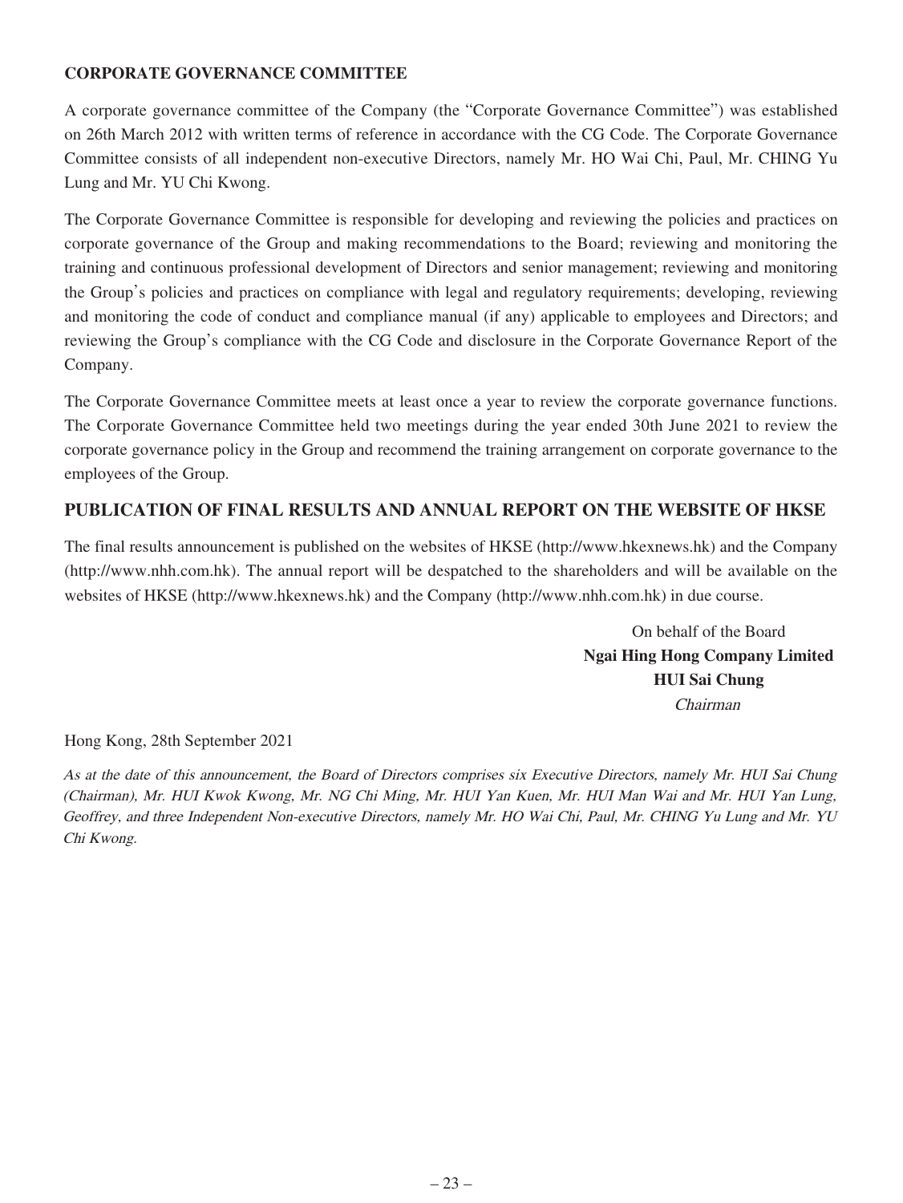**CORPORATE GOVERNANCE COMMITTEE**

A corporate governance committee of the Company (the "Corporate Governance Committee") was established on 26th March 2012 with written terms of reference in accordance with the CG Code. The Corporate Governance Committee consists of all independent non-executive Directors, namely Mr. HO Wai Chi, Paul, Mr. CHING Yu Lung and Mr. YU Chi Kwong.

The Corporate Governance Committee is responsible for developing and reviewing the policies and practices on corporate governance of the Group and making recommendations to the Board; reviewing and monitoring the training and continuous professional development of Directors and senior management; reviewing and monitoring the Group's policies and practices on compliance with legal and regulatory requirements; developing, reviewing and monitoring the code of conduct and compliance manual (if any) applicable to employees and Directors; and reviewing the Group's compliance with the CG Code and disclosure in the Corporate Governance Report of the Company.

The Corporate Governance Committee meets at least once a year to review the corporate governance functions. The Corporate Governance Committee held two meetings during the year ended 30th June 2021 to review the corporate governance policy in the Group and recommend the training arrangement on corporate governance to the employees of the Group.

## PUBLICATION OF FINAL RESULTS AND ANNUAL REPORT ON THE WEBSITE OF HKSE

The final results announcement is published on the websites of HKSE (http://www.hkexnews.hk) and the Company (http://www.nhh.com.hk). The annual report will be despatched to the shareholders and will be available on the websites of HKSE (http://www.hkexnews.hk) and the Company (http://www.nhh.com.hk) in due course.

On behalf of the Board
**Ngai Hing Hong Company Limited**
**HUI Sai Chung**
*Chairman*

Hong Kong, 28th September 2021

*As at the date of this announcement, the Board of Directors comprises six Executive Directors, namely Mr. HUI Sai Chung (Chairman), Mr. HUI Kwok Kwong, Mr. NG Chi Ming, Mr. HUI Yan Kuen, Mr. HUI Man Wai and Mr. HUI Yan Lung, Geoffrey, and three Independent Non-executive Directors, namely Mr. HO Wai Chi, Paul, Mr. CHING Yu Lung and Mr. YU Chi Kwong.*